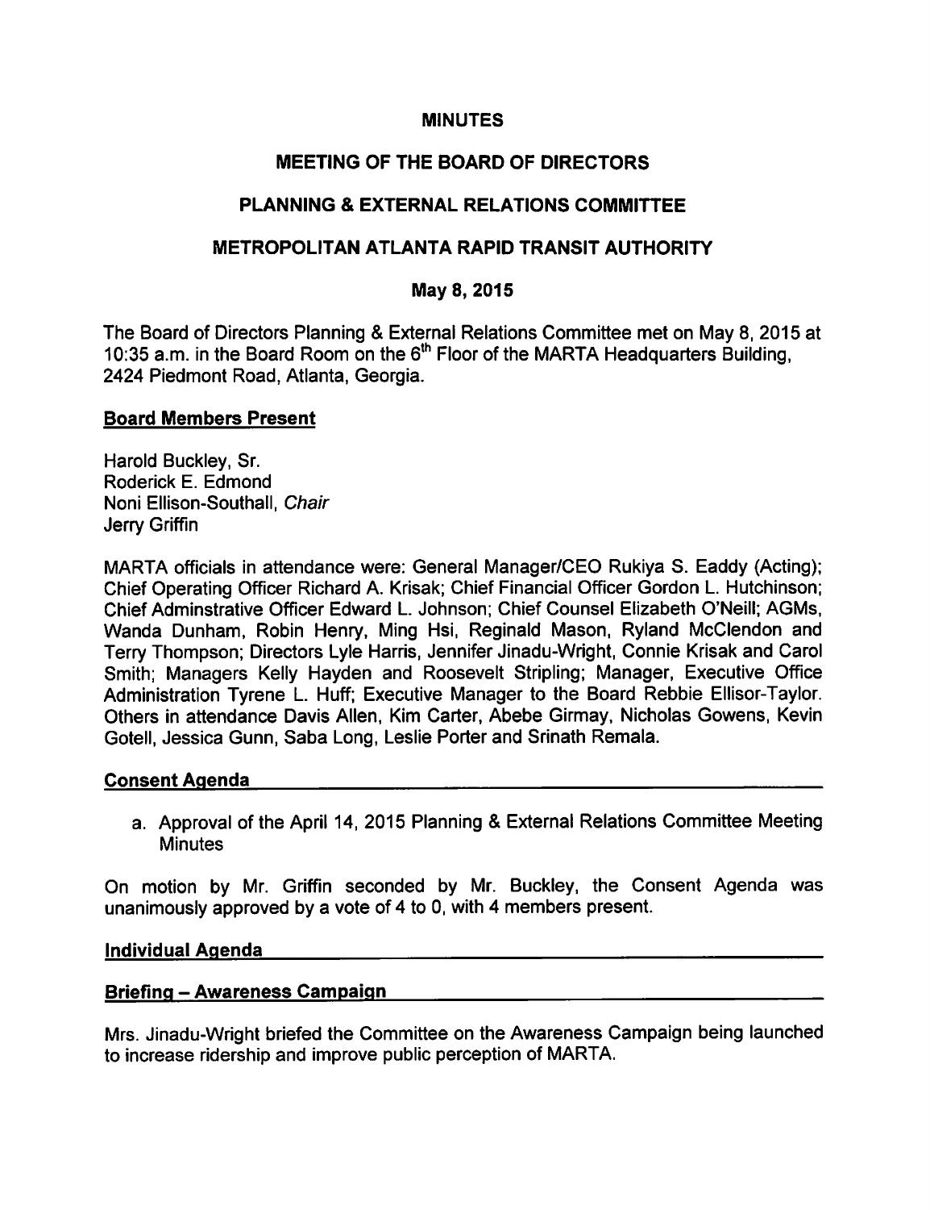# MINUTES

## MEETING OF THE BOARD OF DIRECTORS

## PLANNING & EXTERNAL RELATIONS COMMITTEE

## METROPOLITAN ATLANTA RAPID TRANSIT AUTHORITY

### May 8, 2015

The Board of Directors Planning & External Relations Committee met on May 8, 2015 at 10:35 a.m. in the Board Room on the 6th Floor of the MARTA Headquarters Building, 2424 Piedmont Road, Atlanta, Georgia.

**Board Members Present**

Harold Buckley, Sr.
Roderick E. Edmond
Noni Ellison-Southall, *Chair*
Jerry Griffin

MARTA officials in attendance were: General Manager/CEO Rukiya S. Eaddy (Acting); Chief Operating Officer Richard A. Krisak; Chief Financial Officer Gordon L. Hutchinson; Chief Adminstrative Officer Edward L. Johnson; Chief Counsel Elizabeth O'Neill; AGMs, Wanda Dunham, Robin Henry, Ming Hsi, Reginald Mason, Ryland McClendon and Terry Thompson; Directors Lyle Harris, Jennifer Jinadu-Wright, Connie Krisak and Carol Smith; Managers Kelly Hayden and Roosevelt Stripling; Manager, Executive Office Administration Tyrene L. Huff; Executive Manager to the Board Rebbie Ellisor-Taylor. Others in attendance Davis Allen, Kim Carter, Abebe Girmay, Nicholas Gowens, Kevin Gotell, Jessica Gunn, Saba Long, Leslie Porter and Srinath Remala.

**Consent Agenda**

a. Approval of the April 14, 2015 Planning & External Relations Committee Meeting Minutes

On motion by Mr. Griffin seconded by Mr. Buckley, the Consent Agenda was unanimously approved by a vote of 4 to 0, with 4 members present.

**Individual Agenda**

**Briefing – Awareness Campaign**

Mrs. Jinadu-Wright briefed the Committee on the Awareness Campaign being launched to increase ridership and improve public perception of MARTA.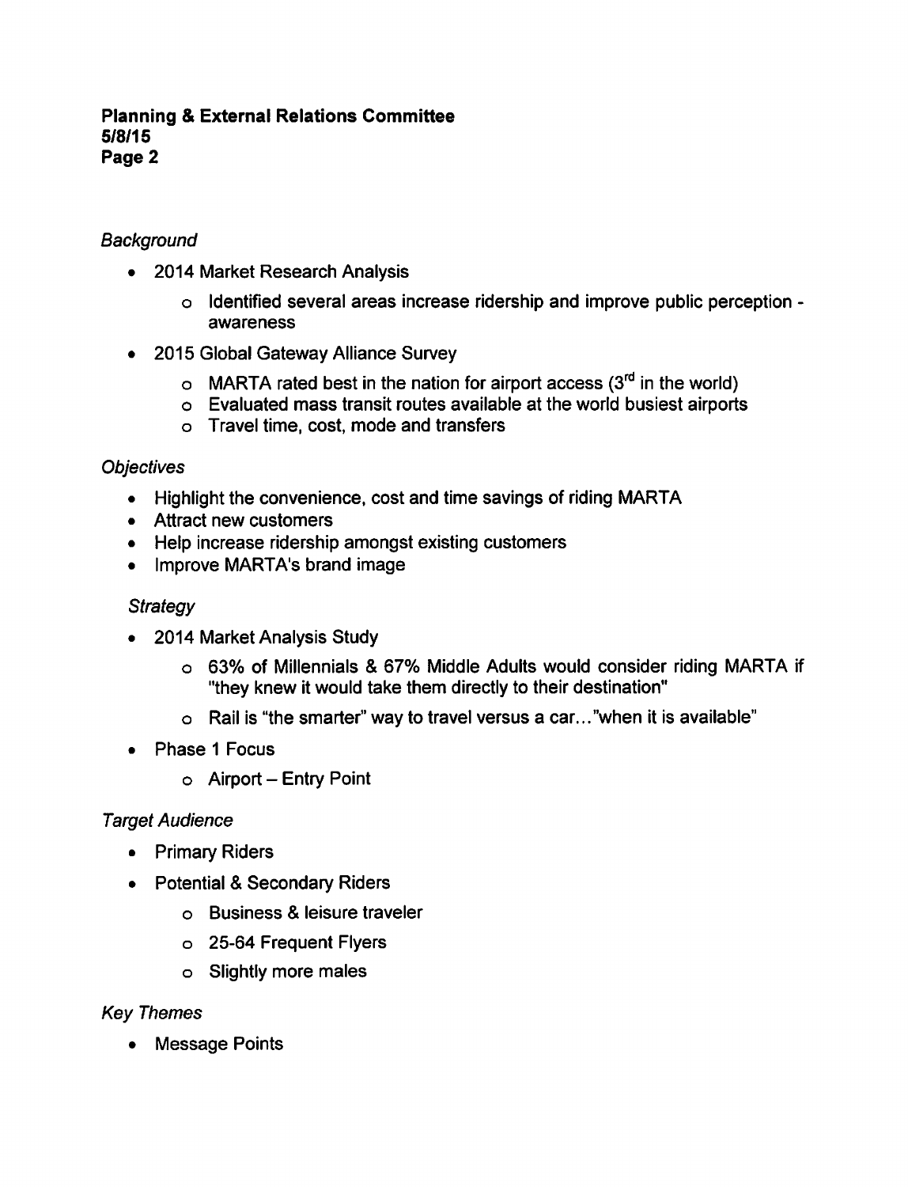*Background*

- 2014 Market Research Analysis
  - Identified several areas increase ridership and improve public perception - awareness
- 2015 Global Gateway Alliance Survey
  - MARTA rated best in the nation for airport access (3rd in the world)
  - Evaluated mass transit routes available at the world busiest airports
  - Travel time, cost, mode and transfers

*Objectives*

- Highlight the convenience, cost and time savings of riding MARTA
- Attract new customers
- Help increase ridership amongst existing customers
- Improve MARTA's brand image

*Strategy*

- 2014 Market Analysis Study
  - 63% of Millennials & 67% Middle Adults would consider riding MARTA if "they knew it would take them directly to their destination"
  - Rail is "the smarter" way to travel versus a car…"when it is available"
- Phase 1 Focus
  - Airport – Entry Point

*Target Audience*

- Primary Riders
- Potential & Secondary Riders
  - Business & leisure traveler
  - 25-64 Frequent Flyers
  - Slightly more males

*Key Themes*

- Message Points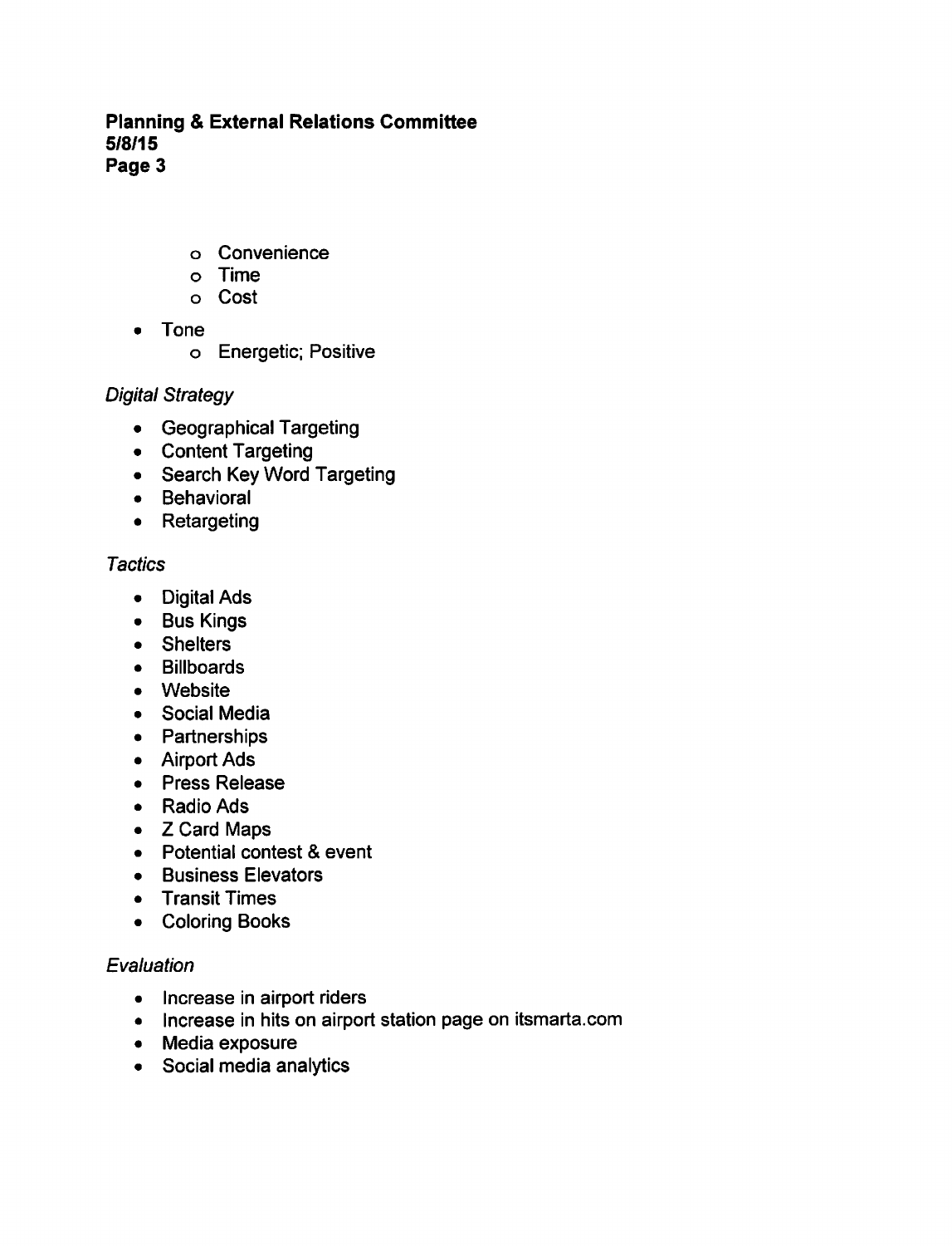- Convenience
  - Time
  - Cost
- Tone
  - Energetic; Positive

*Digital Strategy*

- Geographical Targeting
- Content Targeting
- Search Key Word Targeting
- Behavioral
- Retargeting

*Tactics*

- Digital Ads
- Bus Kings
- Shelters
- Billboards
- Website
- Social Media
- Partnerships
- Airport Ads
- Press Release
- Radio Ads
- Z Card Maps
- Potential contest & event
- Business Elevators
- Transit Times
- Coloring Books

*Evaluation*

- Increase in airport riders
- Increase in hits on airport station page on itsmarta.com
- Media exposure
- Social media analytics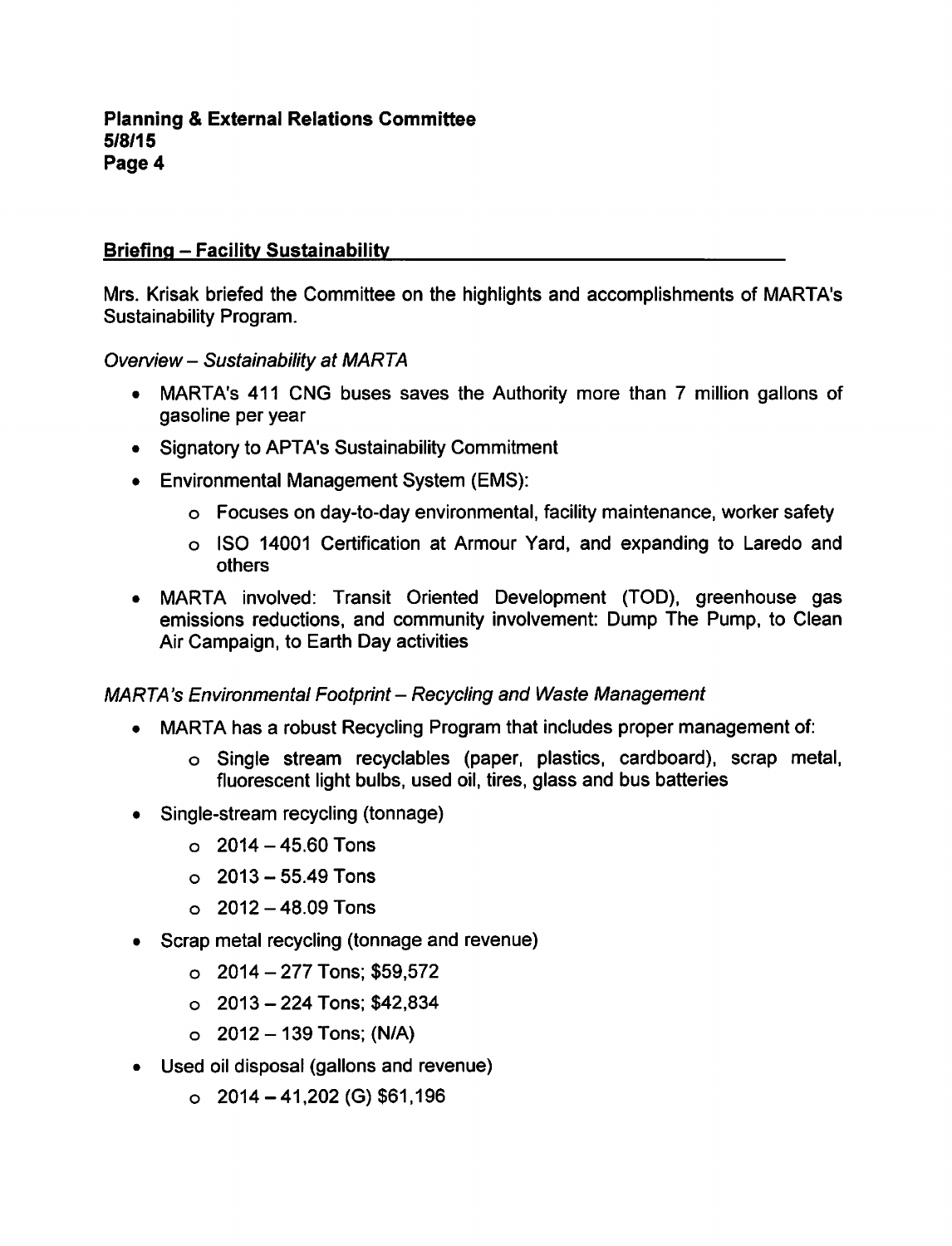**Briefing – Facility Sustainability**

Mrs. Krisak briefed the Committee on the highlights and accomplishments of MARTA's Sustainability Program.

*Overview – Sustainability at MARTA*

- MARTA's 411 CNG buses saves the Authority more than 7 million gallons of gasoline per year
- Signatory to APTA's Sustainability Commitment
- Environmental Management System (EMS):
  - Focuses on day-to-day environmental, facility maintenance, worker safety
  - ISO 14001 Certification at Armour Yard, and expanding to Laredo and others
- MARTA involved: Transit Oriented Development (TOD), greenhouse gas emissions reductions, and community involvement: Dump The Pump, to Clean Air Campaign, to Earth Day activities

*MARTA's Environmental Footprint – Recycling and Waste Management*

- MARTA has a robust Recycling Program that includes proper management of:
  - Single stream recyclables (paper, plastics, cardboard), scrap metal, fluorescent light bulbs, used oil, tires, glass and bus batteries
- Single-stream recycling (tonnage)
  - 2014 – 45.60 Tons
  - 2013 – 55.49 Tons
  - 2012 – 48.09 Tons
- Scrap metal recycling (tonnage and revenue)
  - 2014 – 277 Tons; $59,572
  - 2013 – 224 Tons; $42,834
  - 2012 – 139 Tons; (N/A)
- Used oil disposal (gallons and revenue)
  - 2014 – 41,202 (G) $61,196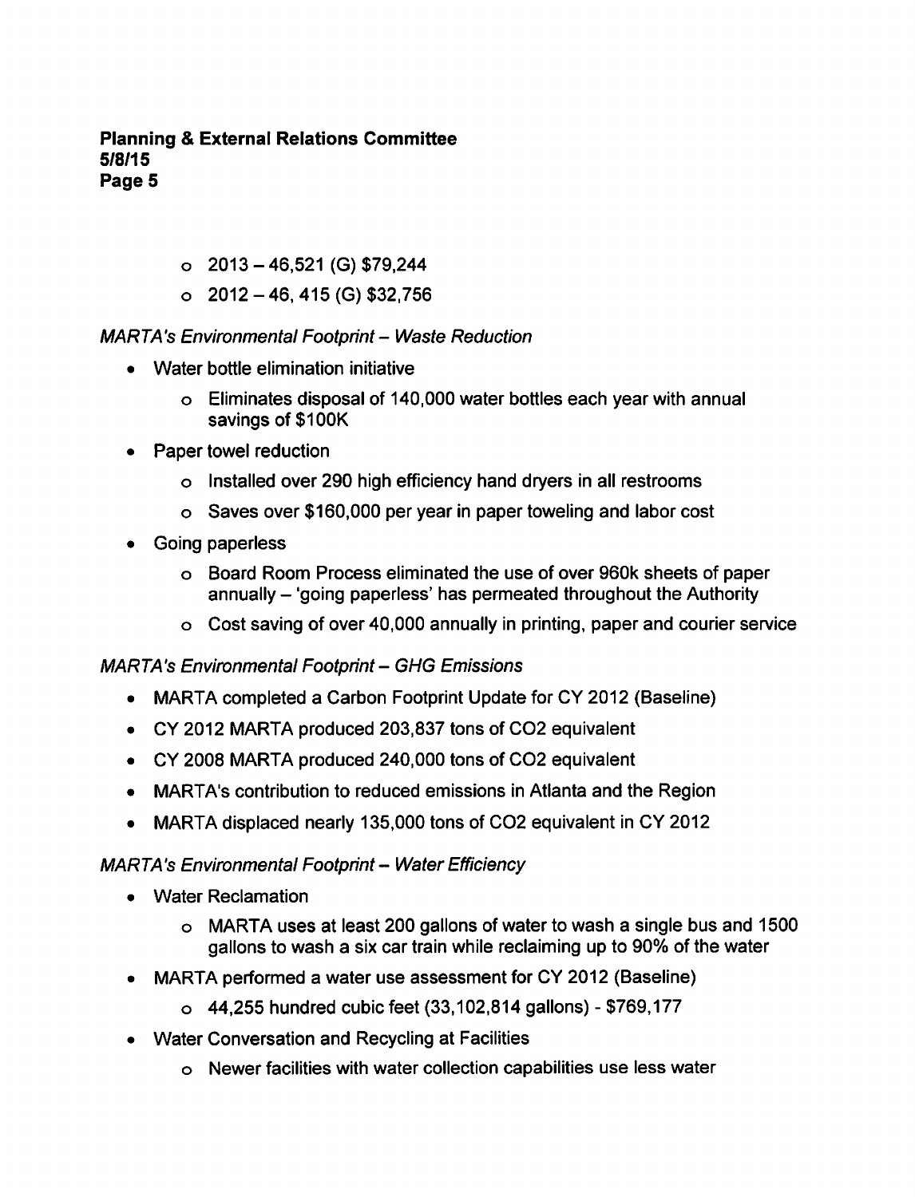- 2013 – 46,521 (G) $79,244
- 2012 – 46, 415 (G) $32,756

*MARTA's Environmental Footprint – Waste Reduction*

- Water bottle elimination initiative
  - Eliminates disposal of 140,000 water bottles each year with annual savings of $100K
- Paper towel reduction
  - Installed over 290 high efficiency hand dryers in all restrooms
  - Saves over $160,000 per year in paper toweling and labor cost
- Going paperless
  - Board Room Process eliminated the use of over 960k sheets of paper annually – 'going paperless' has permeated throughout the Authority
  - Cost saving of over 40,000 annually in printing, paper and courier service

*MARTA's Environmental Footprint – GHG Emissions*

- MARTA completed a Carbon Footprint Update for CY 2012 (Baseline)
- CY 2012 MARTA produced 203,837 tons of $CO_2$ equivalent
- CY 2008 MARTA produced 240,000 tons of $CO_2$ equivalent
- MARTA's contribution to reduced emissions in Atlanta and the Region
- MARTA displaced nearly 135,000 tons of $CO_2$ equivalent in CY 2012

*MARTA's Environmental Footprint – Water Efficiency*

- Water Reclamation
  - MARTA uses at least 200 gallons of water to wash a single bus and 1500 gallons to wash a six car train while reclaiming up to 90% of the water
- MARTA performed a water use assessment for CY 2012 (Baseline)
  - 44,255 hundred cubic feet (33,102,814 gallons) - $769,177
- Water Conversation and Recycling at Facilities
  - Newer facilities with water collection capabilities use less water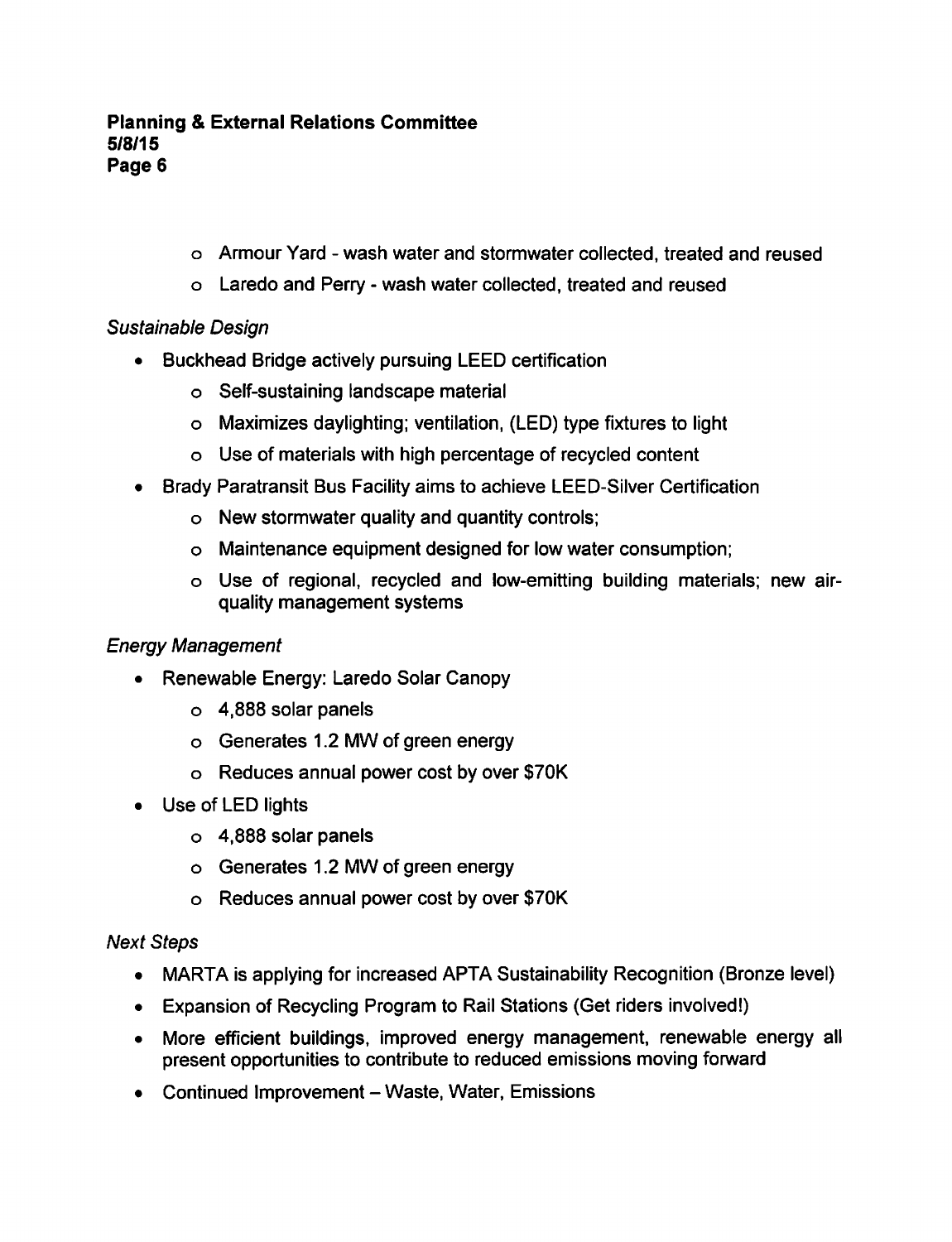- Armour Yard - wash water and stormwater collected, treated and reused
- Laredo and Perry - wash water collected, treated and reused

*Sustainable Design*

- Buckhead Bridge actively pursuing LEED certification
  - Self-sustaining landscape material
  - Maximizes daylighting; ventilation, (LED) type fixtures to light
  - Use of materials with high percentage of recycled content
- Brady Paratransit Bus Facility aims to achieve LEED-Silver Certification
  - New stormwater quality and quantity controls;
  - Maintenance equipment designed for low water consumption;
  - Use of regional, recycled and low-emitting building materials; new air-quality management systems

*Energy Management*

- Renewable Energy: Laredo Solar Canopy
  - 4,888 solar panels
  - Generates 1.2 MW of green energy
  - Reduces annual power cost by over $70K
- Use of LED lights
  - 4,888 solar panels
  - Generates 1.2 MW of green energy
  - Reduces annual power cost by over $70K

*Next Steps*

- MARTA is applying for increased APTA Sustainability Recognition (Bronze level)
- Expansion of Recycling Program to Rail Stations (Get riders involved!)
- More efficient buildings, improved energy management, renewable energy all present opportunities to contribute to reduced emissions moving forward
- Continued Improvement – Waste, Water, Emissions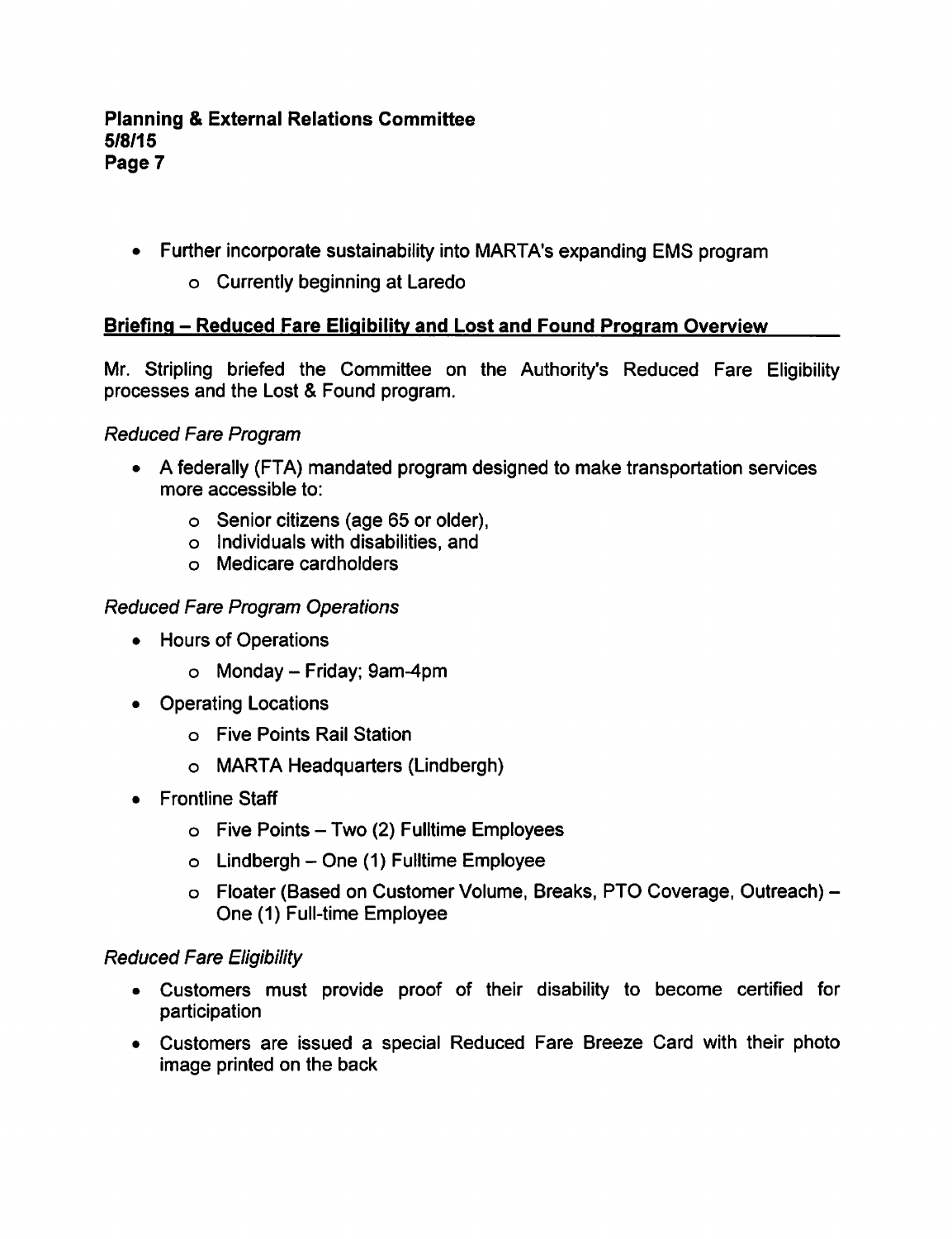- Further incorporate sustainability into MARTA's expanding EMS program
    - Currently beginning at Laredo

**Briefing – Reduced Fare Eligibility and Lost and Found Program Overview**

Mr. Stripling briefed the Committee on the Authority's Reduced Fare Eligibility processes and the Lost & Found program.

*Reduced Fare Program*

- A federally (FTA) mandated program designed to make transportation services more accessible to:
    - Senior citizens (age 65 or older),
    - Individuals with disabilities, and
    - Medicare cardholders

*Reduced Fare Program Operations*

- Hours of Operations
    - Monday – Friday; 9am-4pm
- Operating Locations
    - Five Points Rail Station
    - MARTA Headquarters (Lindbergh)
- Frontline Staff
    - Five Points – Two (2) Fulltime Employees
    - Lindbergh – One (1) Fulltime Employee
    - Floater (Based on Customer Volume, Breaks, PTO Coverage, Outreach) – One (1) Full-time Employee

*Reduced Fare Eligibility*

- Customers must provide proof of their disability to become certified for participation
- Customers are issued a special Reduced Fare Breeze Card with their photo image printed on the back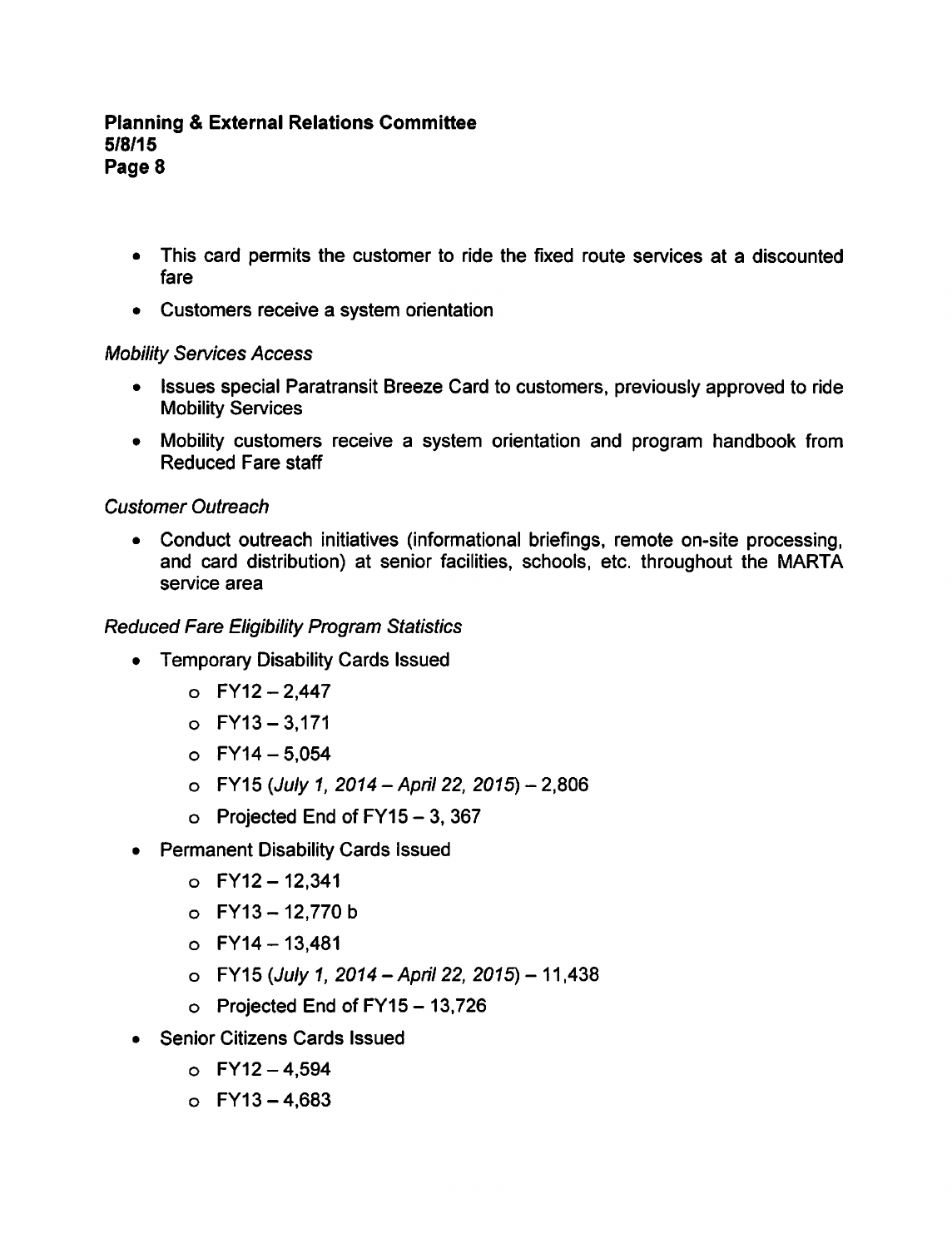- This card permits the customer to ride the fixed route services at a discounted fare
- Customers receive a system orientation

*Mobility Services Access*

- Issues special Paratransit Breeze Card to customers, previously approved to ride Mobility Services
- Mobility customers receive a system orientation and program handbook from Reduced Fare staff

*Customer Outreach*

- Conduct outreach initiatives (informational briefings, remote on-site processing, and card distribution) at senior facilities, schools, etc. throughout the MARTA service area

*Reduced Fare Eligibility Program Statistics*

- Temporary Disability Cards Issued
  - FY12 – 2,447
  - FY13 – 3,171
  - FY14 – 5,054
  - FY15 (*July 1, 2014 – April 22, 2015*) – 2,806
  - Projected End of FY15 – 3, 367
- Permanent Disability Cards Issued
  - FY12 – 12,341
  - FY13 – 12,770 b
  - FY14 – 13,481
  - FY15 (*July 1, 2014 – April 22, 2015*) – 11,438
  - Projected End of FY15 – 13,726
- Senior Citizens Cards Issued
  - FY12 – 4,594
  - FY13 – 4,683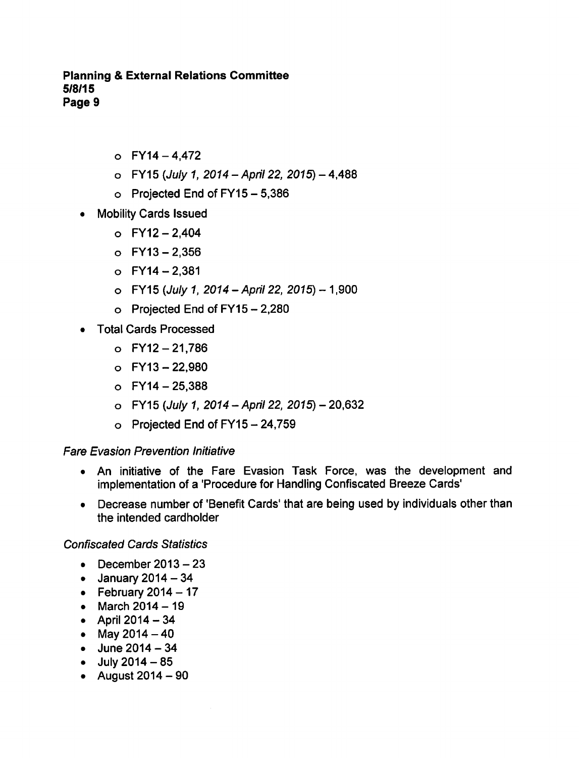- FY14 – 4,472
  - FY15 (*July 1, 2014 – April 22, 2015*) – 4,488
  - Projected End of FY15 – 5,386
- Mobility Cards Issued
  - FY12 – 2,404
  - FY13 – 2,356
  - FY14 – 2,381
  - FY15 (*July 1, 2014 – April 22, 2015*) – 1,900
  - Projected End of FY15 – 2,280
- Total Cards Processed
  - FY12 – 21,786
  - FY13 – 22,980
  - FY14 – 25,388
  - FY15 (*July 1, 2014 – April 22, 2015*) – 20,632
  - Projected End of FY15 – 24,759

*Fare Evasion Prevention Initiative*

- An initiative of the Fare Evasion Task Force, was the development and implementation of a 'Procedure for Handling Confiscated Breeze Cards'
- Decrease number of 'Benefit Cards' that are being used by individuals other than the intended cardholder

*Confiscated Cards Statistics*

- December 2013 – 23
- January 2014 – 34
- February 2014 – 17
- March 2014 – 19
- April 2014 – 34
- May 2014 – 40
- June 2014 – 34
- July 2014 – 85
- August 2014 – 90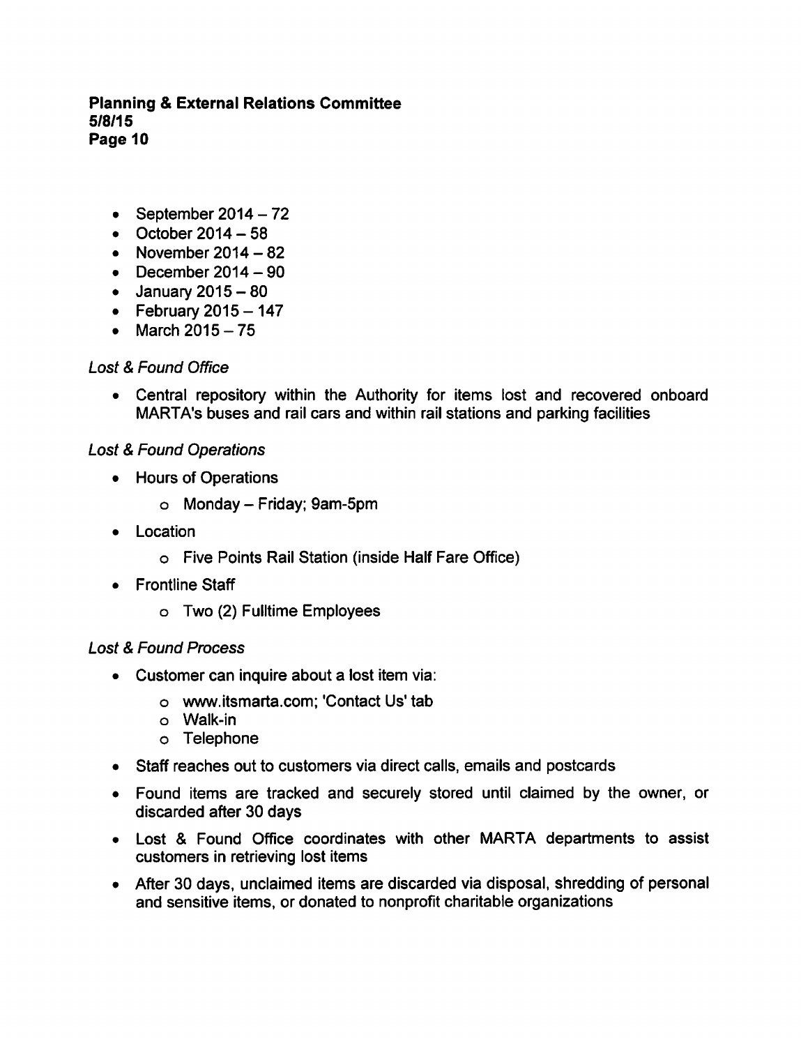- September 2014 – 72
- October 2014 – 58
- November 2014 – 82
- December 2014 – 90
- January 2015 – 80
- February 2015 – 147
- March 2015 – 75

*Lost & Found Office*

- Central repository within the Authority for items lost and recovered onboard MARTA's buses and rail cars and within rail stations and parking facilities

*Lost & Found Operations*

- Hours of Operations
  - Monday – Friday; 9am-5pm
- Location
  - Five Points Rail Station (inside Half Fare Office)
- Frontline Staff
  - Two (2) Fulltime Employees

*Lost & Found Process*

- Customer can inquire about a lost item via:
  - www.itsmarta.com; 'Contact Us' tab
  - Walk-in
  - Telephone
- Staff reaches out to customers via direct calls, emails and postcards
- Found items are tracked and securely stored until claimed by the owner, or discarded after 30 days
- Lost & Found Office coordinates with other MARTA departments to assist customers in retrieving lost items
- After 30 days, unclaimed items are discarded via disposal, shredding of personal and sensitive items, or donated to nonprofit charitable organizations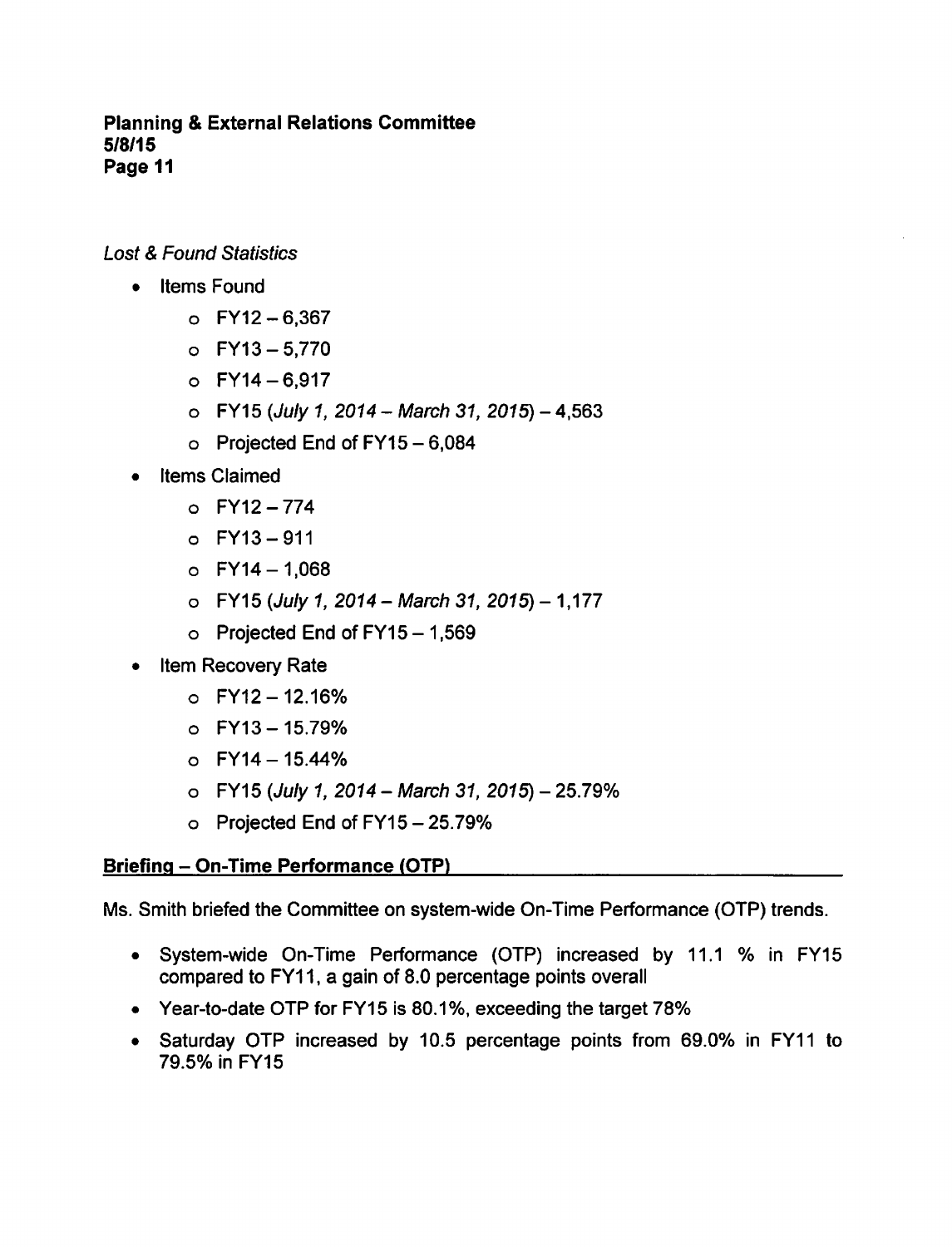*Lost & Found Statistics*

- Items Found
  - FY12 – 6,367
  - FY13 – 5,770
  - FY14 – 6,917
  - FY15 (*July 1, 2014 – March 31, 2015*) – 4,563
  - Projected End of FY15 – 6,084
- Items Claimed
  - FY12 – 774
  - FY13 – 911
  - FY14 – 1,068
  - FY15 (*July 1, 2014 – March 31, 2015*) – 1,177
  - Projected End of FY15 – 1,569
- Item Recovery Rate
  - FY12 – 12.16%
  - FY13 – 15.79%
  - FY14 – 15.44%
  - FY15 (*July 1, 2014 – March 31, 2015*) – 25.79%
  - Projected End of FY15 – 25.79%

**Briefing – On-Time Performance (OTP)**

Ms. Smith briefed the Committee on system-wide On-Time Performance (OTP) trends.

- System-wide On-Time Performance (OTP) increased by 11.1 % in FY15 compared to FY11, a gain of 8.0 percentage points overall
- Year-to-date OTP for FY15 is 80.1%, exceeding the target 78%
- Saturday OTP increased by 10.5 percentage points from 69.0% in FY11 to 79.5% in FY15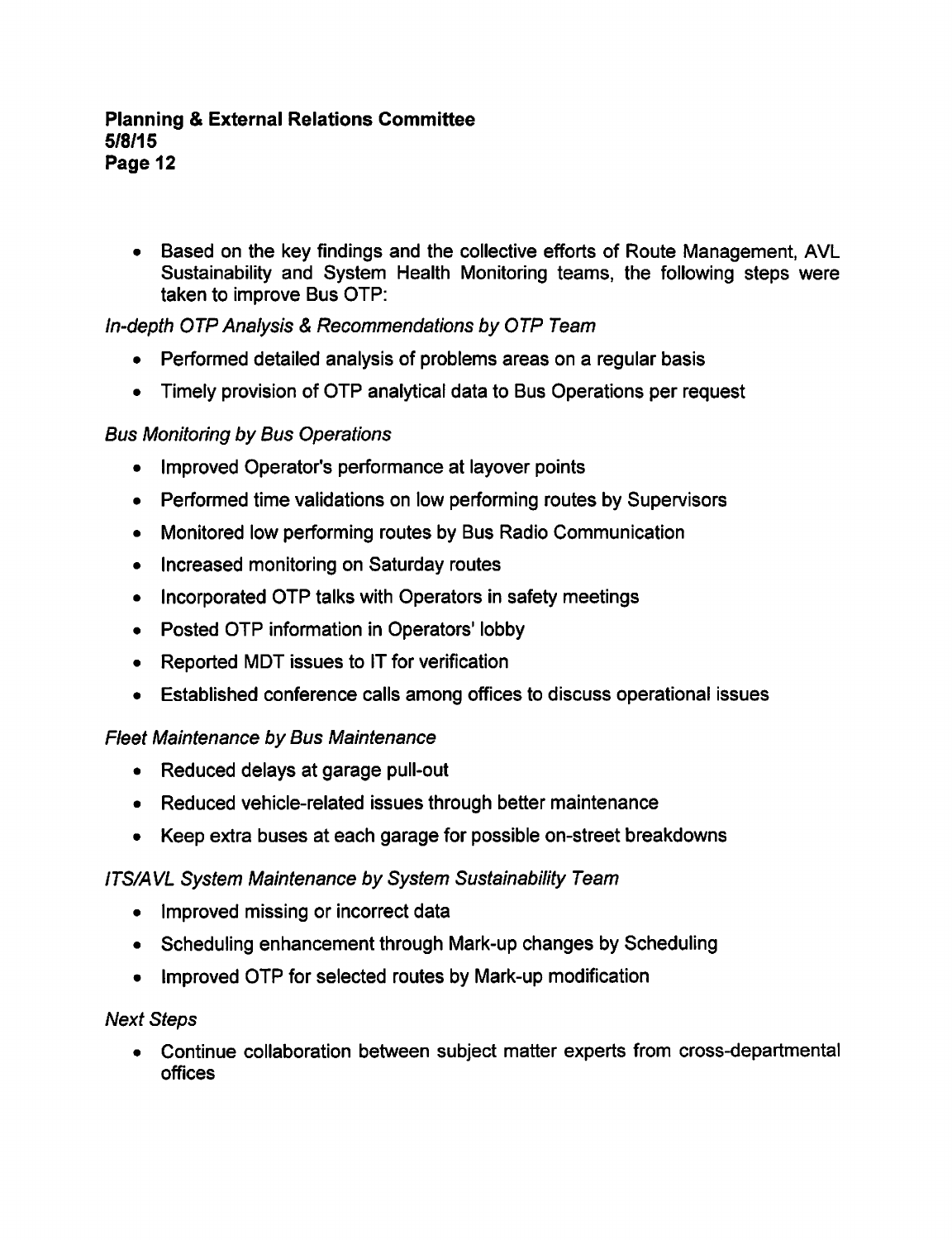- Based on the key findings and the collective efforts of Route Management, AVL Sustainability and System Health Monitoring teams, the following steps were taken to improve Bus OTP:

*In-depth OTP Analysis & Recommendations by OTP Team*

- Performed detailed analysis of problems areas on a regular basis
- Timely provision of OTP analytical data to Bus Operations per request

*Bus Monitoring by Bus Operations*

- Improved Operator's performance at layover points
- Performed time validations on low performing routes by Supervisors
- Monitored low performing routes by Bus Radio Communication
- Increased monitoring on Saturday routes
- Incorporated OTP talks with Operators in safety meetings
- Posted OTP information in Operators' lobby
- Reported MDT issues to IT for verification
- Established conference calls among offices to discuss operational issues

*Fleet Maintenance by Bus Maintenance*

- Reduced delays at garage pull-out
- Reduced vehicle-related issues through better maintenance
- Keep extra buses at each garage for possible on-street breakdowns

*ITS/AVL System Maintenance by System Sustainability Team*

- Improved missing or incorrect data
- Scheduling enhancement through Mark-up changes by Scheduling
- Improved OTP for selected routes by Mark-up modification

*Next Steps*

- Continue collaboration between subject matter experts from cross-departmental offices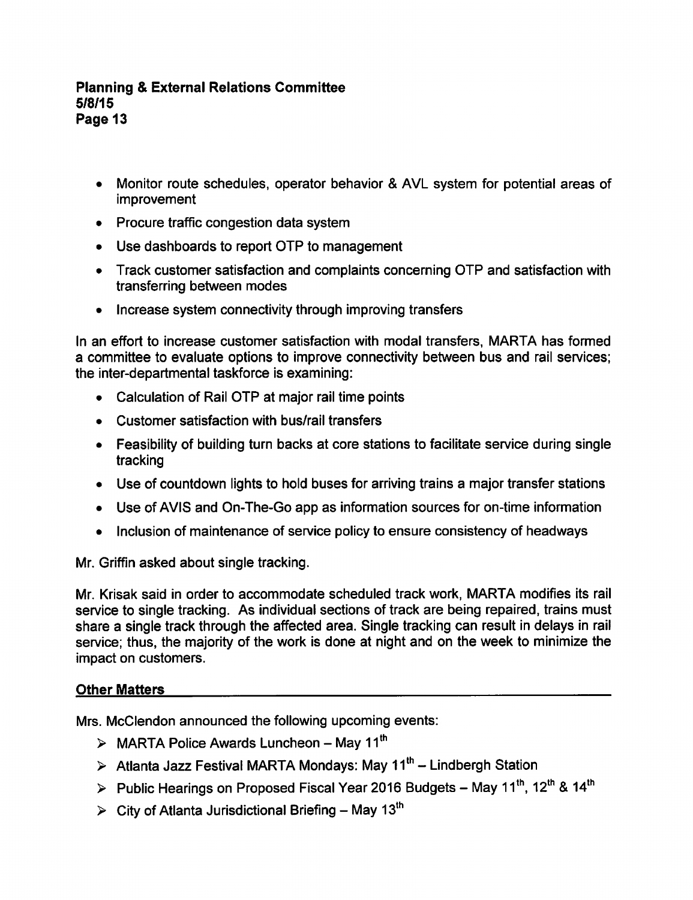- Monitor route schedules, operator behavior & AVL system for potential areas of improvement
- Procure traffic congestion data system
- Use dashboards to report OTP to management
- Track customer satisfaction and complaints concerning OTP and satisfaction with transferring between modes
- Increase system connectivity through improving transfers

In an effort to increase customer satisfaction with modal transfers, MARTA has formed a committee to evaluate options to improve connectivity between bus and rail services; the inter-departmental taskforce is examining:

- Calculation of Rail OTP at major rail time points
- Customer satisfaction with bus/rail transfers
- Feasibility of building turn backs at core stations to facilitate service during single tracking
- Use of countdown lights to hold buses for arriving trains a major transfer stations
- Use of AVIS and On-The-Go app as information sources for on-time information
- Inclusion of maintenance of service policy to ensure consistency of headways

Mr. Griffin asked about single tracking.

Mr. Krisak said in order to accommodate scheduled track work, MARTA modifies its rail service to single tracking. As individual sections of track are being repaired, trains must share a single track through the affected area. Single tracking can result in delays in rail service; thus, the majority of the work is done at night and on the week to minimize the impact on customers.

## Other Matters

Mrs. McClendon announced the following upcoming events:

- MARTA Police Awards Luncheon – May 11th
- Atlanta Jazz Festival MARTA Mondays: May 11th – Lindbergh Station
- Public Hearings on Proposed Fiscal Year 2016 Budgets – May 11th, 12th & 14th
- City of Atlanta Jurisdictional Briefing – May 13th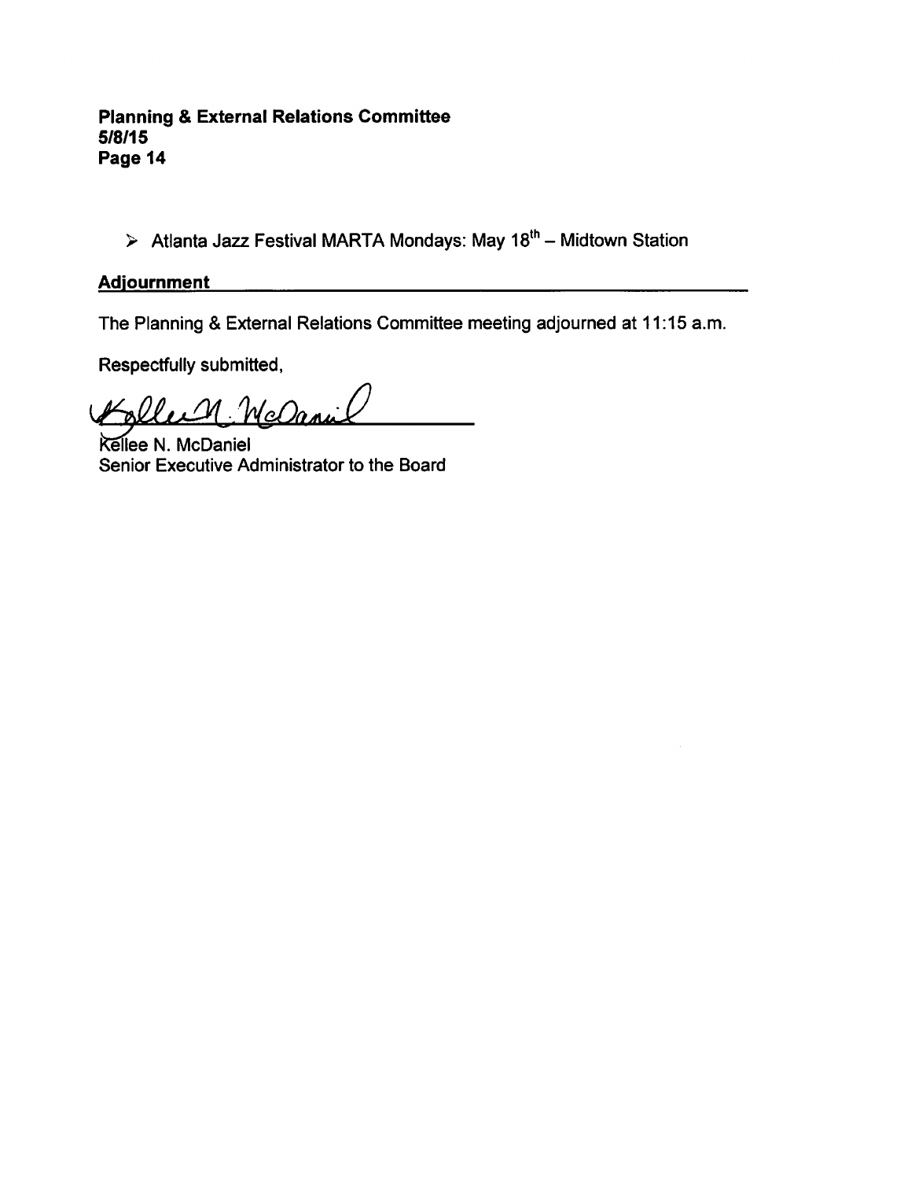- Atlanta Jazz Festival MARTA Mondays: May 18th – Midtown Station

**Adjournment**

The Planning & External Relations Committee meeting adjourned at 11:15 a.m.

Respectfully submitted,

Kellee N. McDaniel
Senior Executive Administrator to the Board